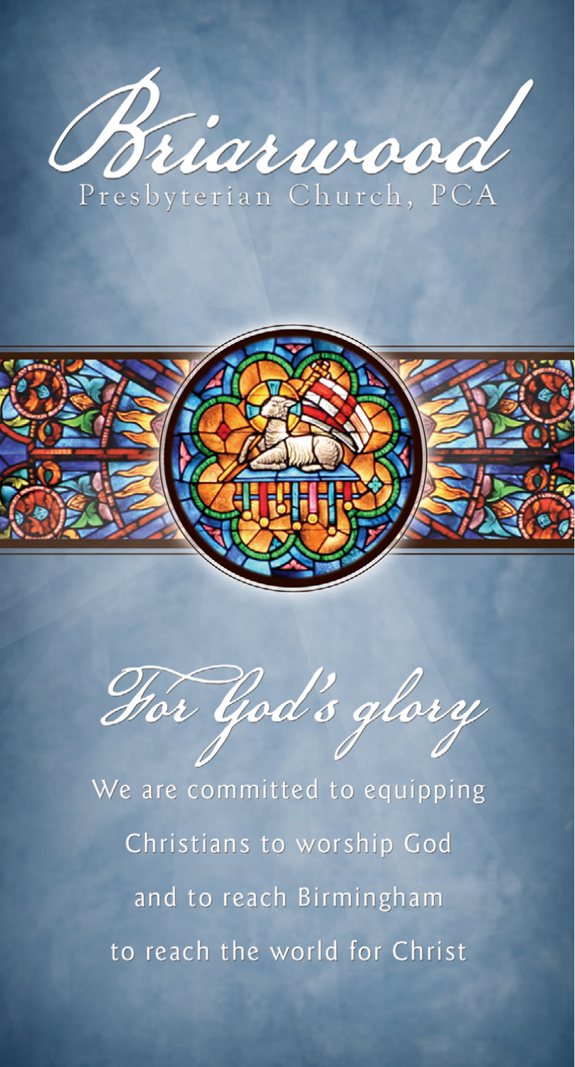# Briarwood

Presbyterian Church, PCA

## *For God's glory*

We are committed to equipping

Christians to worship God

and to reach Birmingham

to reach the world for Christ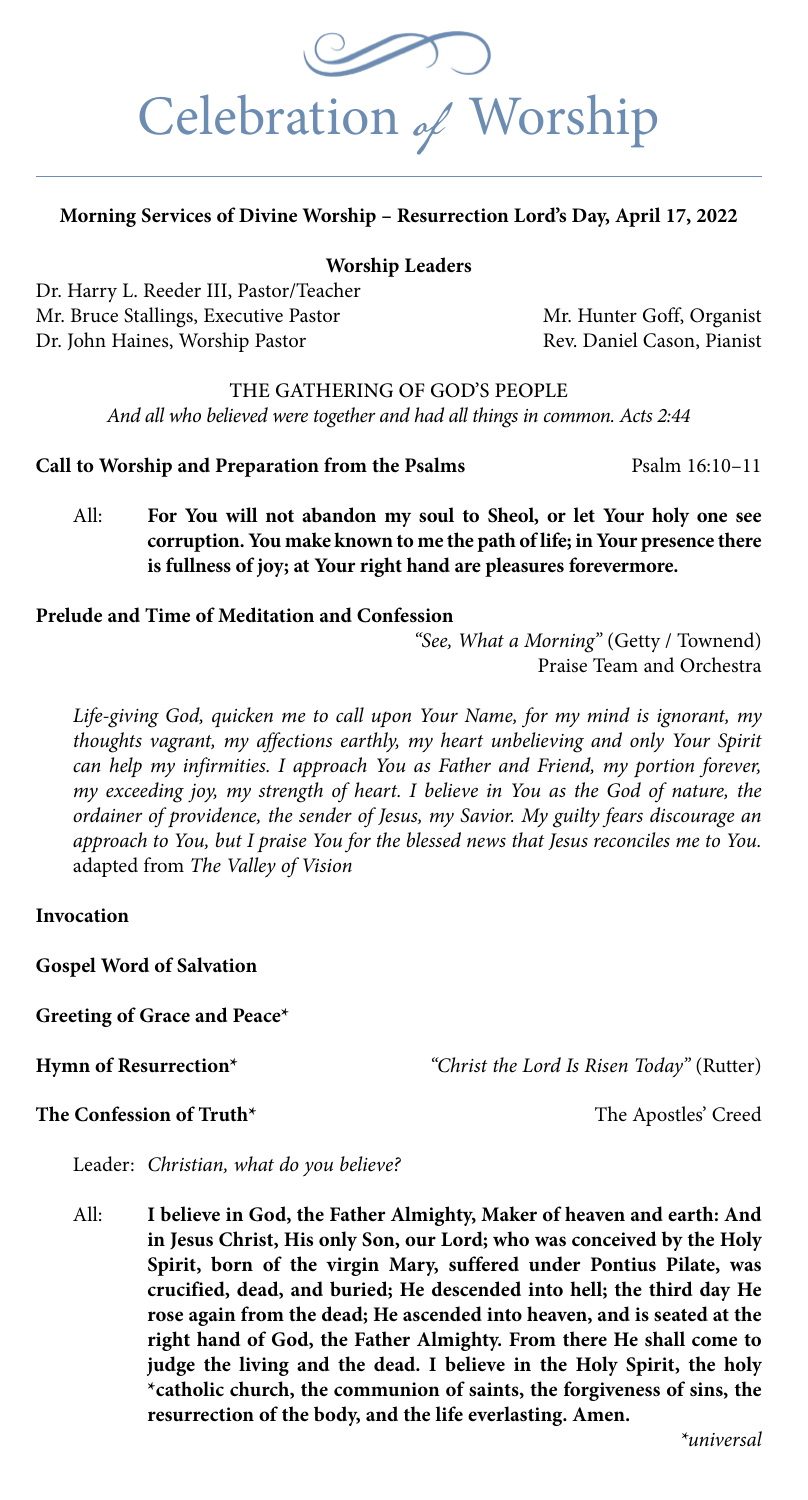# Celebration *of* Worship

**Morning Services of Divine Worship – Resurrection Lord's Day, April 17, 2022**

**Worship Leaders**

Dr. Harry L. Reeder III, Pastor/Teacher
Mr. Bruce Stallings, Executive Pastor
Dr. John Haines, Worship Pastor

Mr. Hunter Goff, Organist
Rev. Daniel Cason, Pianist

THE GATHERING OF GOD'S PEOPLE

*And all who believed were together and had all things in common. Acts 2:44*

**Call to Worship and Preparation from the Psalms** Psalm 16:10–11

All: **For You will not abandon my soul to Sheol, or let Your holy one see corruption. You make known to me the path of life; in Your presence there is fullness of joy; at Your right hand are pleasures forevermore.**

**Prelude and Time of Meditation and Confession**

*"See, What a Morning"* (Getty / Townend)
Praise Team and Orchestra

*Life-giving God, quicken me to call upon Your Name, for my mind is ignorant, my thoughts vagrant, my affections earthly, my heart unbelieving and only Your Spirit can help my infirmities. I approach You as Father and Friend, my portion forever, my exceeding joy, my strength of heart. I believe in You as the God of nature, the ordainer of providence, the sender of Jesus, my Savior. My guilty fears discourage an approach to You, but I praise You for the blessed news that Jesus reconciles me to You.* adapted from *The Valley of Vision*

**Invocation**

**Gospel Word of Salvation**

**Greeting of Grace and Peace***

**Hymn of Resurrection*** *"Christ the Lord Is Risen Today"* (Rutter)

**The Confession of Truth*** The Apostles' Creed

Leader: *Christian, what do you believe?*

All: **I believe in God, the Father Almighty, Maker of heaven and earth: And in Jesus Christ, His only Son, our Lord; who was conceived by the Holy Spirit, born of the virgin Mary, suffered under Pontius Pilate, was crucified, dead, and buried; He descended into hell; the third day He rose again from the dead; He ascended into heaven, and is seated at the right hand of God, the Father Almighty. From there He shall come to judge the living and the dead. I believe in the Holy Spirit, the holy *catholic church, the communion of saints, the forgiveness of sins, the resurrection of the body, and the life everlasting. Amen.**

*\*universal*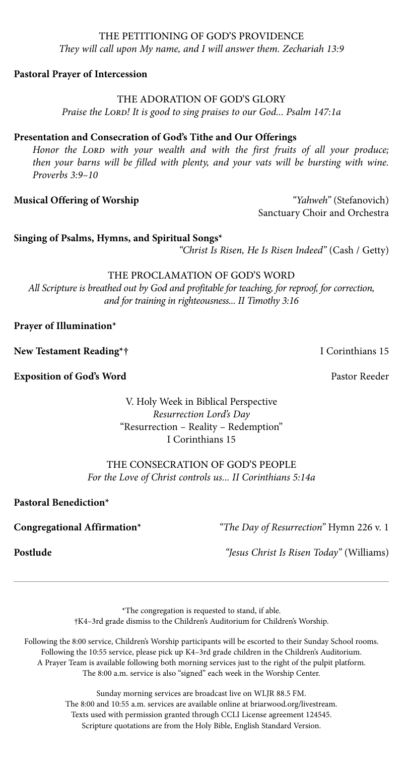## THE PETITIONING OF GOD'S PROVIDENCE

*They will call upon My name, and I will answer them. Zechariah 13:9*

**Pastoral Prayer of Intercession**

## THE ADORATION OF GOD'S GLORY

*Praise the Lord! It is good to sing praises to our God... Psalm 147:1a*

**Presentation and Consecration of God's Tithe and Our Offerings**

*Honor the Lord with your wealth and with the first fruits of all your produce; then your barns will be filled with plenty, and your vats will be bursting with wine. Proverbs 3:9–10*

**Musical Offering of Worship** *"Yahweh"* (Stefanovich)
Sanctuary Choir and Orchestra

**Singing of Psalms, Hymns, and Spiritual Songs*** *"Christ Is Risen, He Is Risen Indeed"* (Cash / Getty)

## THE PROCLAMATION OF GOD'S WORD

*All Scripture is breathed out by God and profitable for teaching, for reproof, for correction, and for training in righteousness... II Timothy 3:16*

**Prayer of Illumination***

**New Testament Reading*†** I Corinthians 15

**Exposition of God's Word** Pastor Reeder

V. Holy Week in Biblical Perspective
*Resurrection Lord's Day*
"Resurrection – Reality – Redemption"
I Corinthians 15

## THE CONSECRATION OF GOD'S PEOPLE

*For the Love of Christ controls us... II Corinthians 5:14a*

**Pastoral Benediction***

**Congregational Affirmation*** *"The Day of Resurrection"* Hymn 226 v. 1

**Postlude** *"Jesus Christ Is Risen Today"* (Williams)

---

*The congregation is requested to stand, if able.
†K4–3rd grade dismiss to the Children's Auditorium for Children's Worship.

Following the 8:00 service, Children's Worship participants will be escorted to their Sunday School rooms.
Following the 10:55 service, please pick up K4–3rd grade children in the Children's Auditorium.
A Prayer Team is available following both morning services just to the right of the pulpit platform.
The 8:00 a.m. service is also "signed" each week in the Worship Center.

Sunday morning services are broadcast live on WLJR 88.5 FM.
The 8:00 and 10:55 a.m. services are available online at briarwood.org/livestream.
Texts used with permission granted through CCLI License agreement 124545.
Scripture quotations are from the Holy Bible, English Standard Version.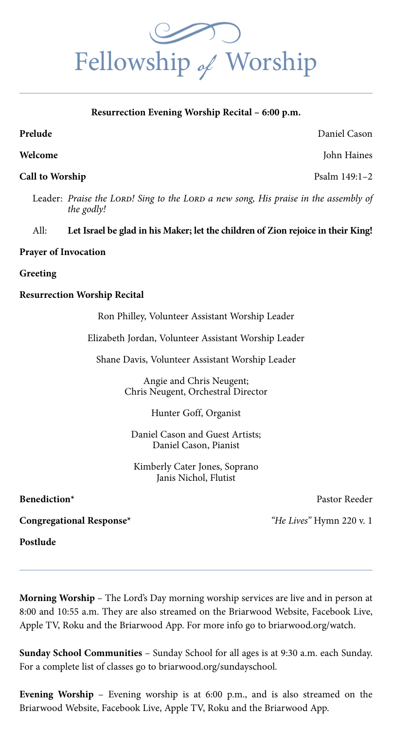# Fellowship of Worship

**Resurrection Evening Worship Recital – 6:00 p.m.**

**Prelude** Daniel Cason

**Welcome** John Haines

**Call to Worship** Psalm 149:1–2

Leader: *Praise the LORD! Sing to the LORD a new song, His praise in the assembly of the godly!*

All: **Let Israel be glad in his Maker; let the children of Zion rejoice in their King!**

**Prayer of Invocation**

**Greeting**

**Resurrection Worship Recital**

Ron Philley, Volunteer Assistant Worship Leader

Elizabeth Jordan, Volunteer Assistant Worship Leader

Shane Davis, Volunteer Assistant Worship Leader

Angie and Chris Neugent;
Chris Neugent, Orchestral Director

Hunter Goff, Organist

Daniel Cason and Guest Artists;
Daniel Cason, Pianist

Kimberly Cater Jones, Soprano
Janis Nichol, Flutist

**Benediction*** Pastor Reeder

**Congregational Response*** *"He Lives"* Hymn 220 v. 1

**Postlude**

---

**Morning Worship** – The Lord's Day morning worship services are live and in person at 8:00 and 10:55 a.m. They are also streamed on the Briarwood Website, Facebook Live, Apple TV, Roku and the Briarwood App. For more info go to briarwood.org/watch.

**Sunday School Communities** – Sunday School for all ages is at 9:30 a.m. each Sunday. For a complete list of classes go to briarwood.org/sundayschool.

**Evening Worship** – Evening worship is at 6:00 p.m., and is also streamed on the Briarwood Website, Facebook Live, Apple TV, Roku and the Briarwood App.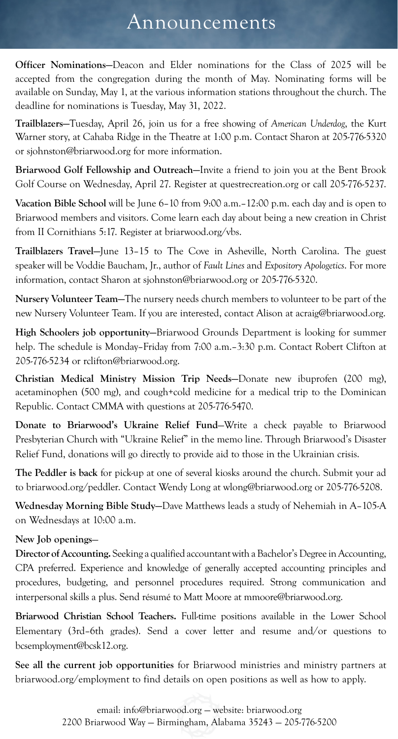# Announcements

**Officer Nominations**—Deacon and Elder nominations for the Class of 2025 will be accepted from the congregation during the month of May. Nominating forms will be available on Sunday, May 1, at the various information stations throughout the church. The deadline for nominations is Tuesday, May 31, 2022.

**Trailblazers**—Tuesday, April 26, join us for a free showing of *American Underdog*, the Kurt Warner story, at Cahaba Ridge in the Theatre at 1:00 p.m. Contact Sharon at 205-776-5320 or sjohnston@briarwood.org for more information.

**Briarwood Golf Fellowship and Outreach**—Invite a friend to join you at the Bent Brook Golf Course on Wednesday, April 27. Register at questrecreation.org or call 205-776-5237.

**Vacation Bible School** will be June 6–10 from 9:00 a.m.–12:00 p.m. each day and is open to Briarwood members and visitors. Come learn each day about being a new creation in Christ from II Cornithians 5:17. Register at briarwood.org/vbs.

**Trailblazers Travel**—June 13–15 to The Cove in Asheville, North Carolina. The guest speaker will be Voddie Baucham, Jr., author of *Fault Lines* and *Expository Apologetics*. For more information, contact Sharon at sjohnston@briarwood.org or 205-776-5320.

**Nursery Volunteer Team**—The nursery needs church members to volunteer to be part of the new Nursery Volunteer Team. If you are interested, contact Alison at acraig@briarwood.org.

**High Schoolers job opportunity**—Briarwood Grounds Department is looking for summer help. The schedule is Monday–Friday from 7:00 a.m.–3:30 p.m. Contact Robert Clifton at 205-776-5234 or rclifton@briarwood.org.

**Christian Medical Ministry Mission Trip Needs**—Donate new ibuprofen (200 mg), acetaminophen (500 mg), and cough+cold medicine for a medical trip to the Dominican Republic. Contact CMMA with questions at 205-776-5470.

**Donate to Briarwood's Ukraine Relief Fund**—Write a check payable to Briarwood Presbyterian Church with "Ukraine Relief" in the memo line. Through Briarwood's Disaster Relief Fund, donations will go directly to provide aid to those in the Ukrainian crisis.

**The Peddler is back** for pick-up at one of several kiosks around the church. Submit your ad to briarwood.org/peddler. Contact Wendy Long at wlong@briarwood.org or 205-776-5208.

**Wednesday Morning Bible Study**—Dave Matthews leads a study of Nehemiah in A–105-A on Wednesdays at 10:00 a.m.

**New Job openings**—

**Director of Accounting.** Seeking a qualified accountant with a Bachelor's Degree in Accounting, CPA preferred. Experience and knowledge of generally accepted accounting principles and procedures, budgeting, and personnel procedures required. Strong communication and interpersonal skills a plus. Send résumé to Matt Moore at mmoore@briarwood.org.

**Briarwood Christian School Teachers.** Full-time positions available in the Lower School Elementary (3rd–6th grades). Send a cover letter and resume and/or questions to bcsemployment@bcsk12.org.

**See all the current job opportunities** for Briarwood ministries and ministry partners at briarwood.org/employment to find details on open positions as well as how to apply.

email: info@briarwood.org — website: briarwood.org
2200 Briarwood Way — Birmingham, Alabama 35243 — 205-776-5200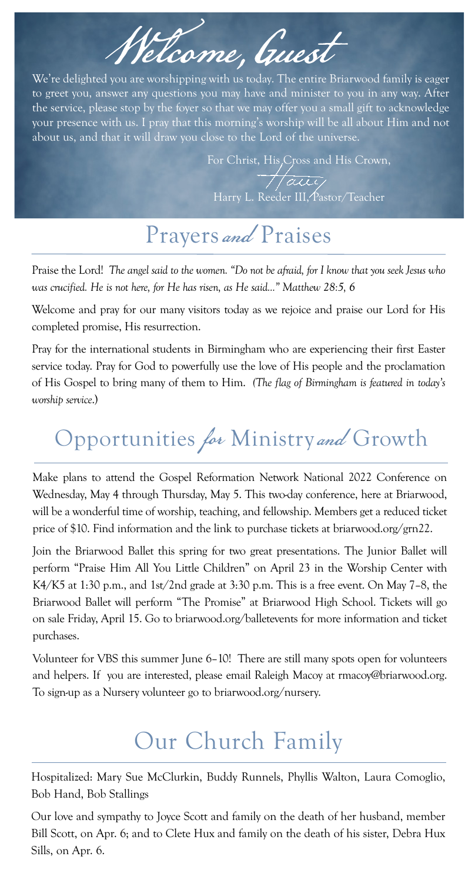# Welcome, Guest

We're delighted you are worshipping with us today. The entire Briarwood family is eager to greet you, answer any questions you may have and minister to you in any way. After the service, please stop by the foyer so that we may offer you a small gift to acknowledge your presence with us. I pray that this morning's worship will be all about Him and not about us, and that it will draw you close to the Lord of the universe.

For Christ, His Cross and His Crown,

Harry

Harry L. Reeder III, Pastor/Teacher

## Prayers *and* Praises

Praise the Lord! *The angel said to the women. "Do not be afraid, for I know that you seek Jesus who was crucified. He is not here, for He has risen, as He said..." Matthew 28:5, 6*

Welcome and pray for our many visitors today as we rejoice and praise our Lord for His completed promise, His resurrection.

Pray for the international students in Birmingham who are experiencing their first Easter service today. Pray for God to powerfully use the love of His people and the proclamation of His Gospel to bring many of them to Him. *(The flag of Birmingham is featured in today's worship service.)*

## Opportunities *for* Ministry *and* Growth

Make plans to attend the Gospel Reformation Network National 2022 Conference on Wednesday, May 4 through Thursday, May 5. This two-day conference, here at Briarwood, will be a wonderful time of worship, teaching, and fellowship. Members get a reduced ticket price of $10. Find information and the link to purchase tickets at briarwood.org/grn22.

Join the Briarwood Ballet this spring for two great presentations. The Junior Ballet will perform "Praise Him All You Little Children" on April 23 in the Worship Center with K4/K5 at 1:30 p.m., and 1st/2nd grade at 3:30 p.m. This is a free event. On May 7–8, the Briarwood Ballet will perform "The Promise" at Briarwood High School. Tickets will go on sale Friday, April 15. Go to briarwood.org/balletevents for more information and ticket purchases.

Volunteer for VBS this summer June 6–10! There are still many spots open for volunteers and helpers. If you are interested, please email Raleigh Macoy at rmacoy@briarwood.org. To sign-up as a Nursery volunteer go to briarwood.org/nursery.

## Our Church Family

Hospitalized: Mary Sue McClurkin, Buddy Runnels, Phyllis Walton, Laura Comoglio, Bob Hand, Bob Stallings

Our love and sympathy to Joyce Scott and family on the death of her husband, member Bill Scott, on Apr. 6; and to Clete Hux and family on the death of his sister, Debra Hux Sills, on Apr. 6.